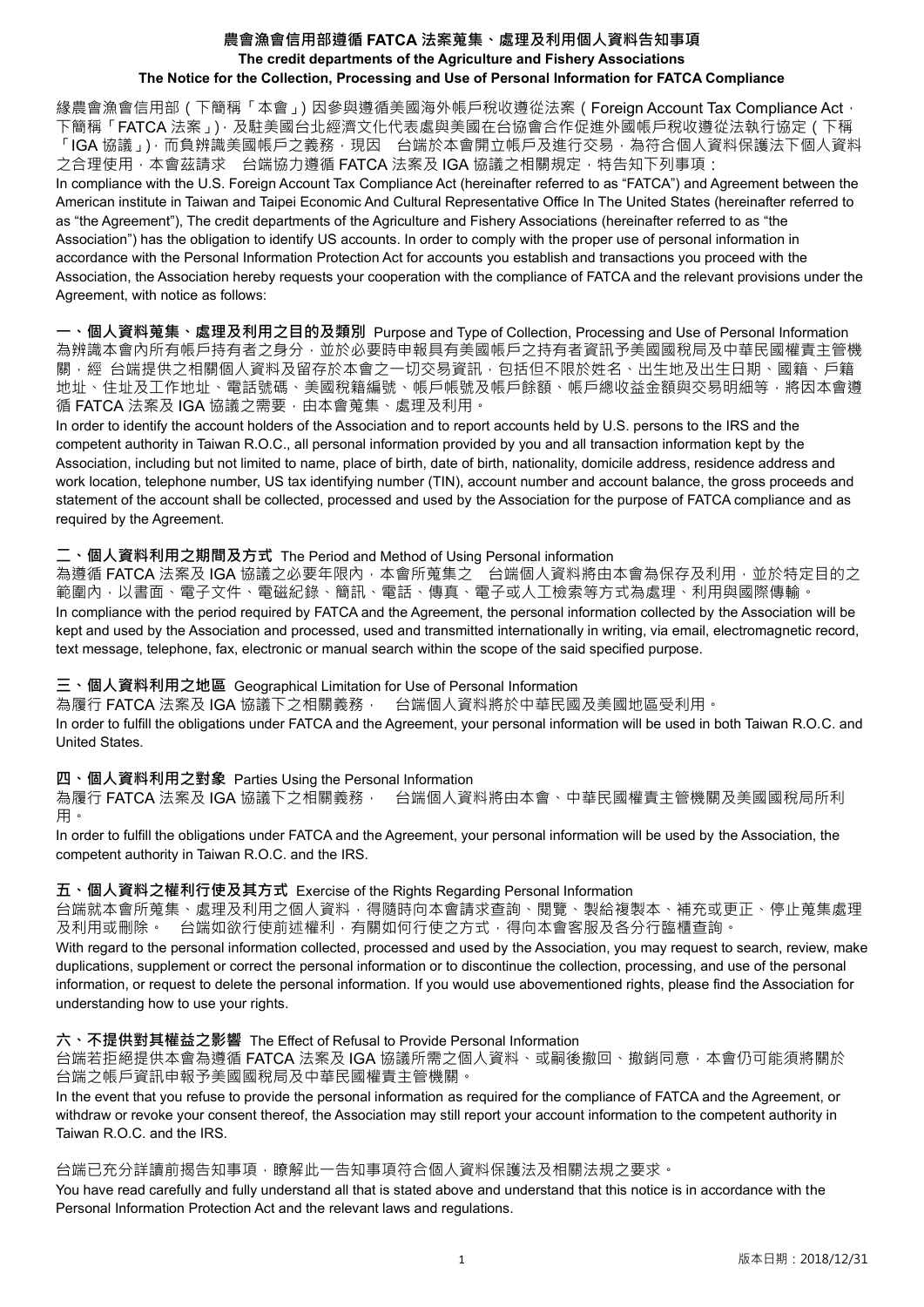# 農會漁會信用部遵循 FATCA 法案蒐集、處理及利用個人資料告知事項

**The credit departments of the Agriculture and Fishery Associations**

**The Notice for the Collection, Processing and Use of Personal Information for FATCA Compliance**

緣農會漁會信用部（下簡稱「本會」）因參與遵循美國海外帳戶稅收遵從法案（Foreign Account Tax Compliance Act，下簡稱「FATCA 法案」）、及駐美國台北經濟文化代表處與美國在台協會合作促進外國帳戶稅收遵從法執行協定（下稱「IGA 協議」），而負辨識美國帳戶之義務，現因　台端於本會開立帳戶及進行交易，為符合個人資料保護法下個人資料之合理使用，本會茲請求　台端協力遵循 FATCA 法案及 IGA 協議之相關規定，特告知下列事項：

In compliance with the U.S. Foreign Account Tax Compliance Act (hereinafter referred to as "FATCA") and Agreement between the American institute in Taiwan and Taipei Economic And Cultural Representative Office In The United States (hereinafter referred to as "the Agreement"), The credit departments of the Agriculture and Fishery Associations (hereinafter referred to as "the Association") has the obligation to identify US accounts. In order to comply with the proper use of personal information in accordance with the Personal Information Protection Act for accounts you establish and transactions you proceed with the Association, the Association hereby requests your cooperation with the compliance of FATCA and the relevant provisions under the Agreement, with notice as follows:

## 一、個人資料蒐集、處理及利用之目的及類別 Purpose and Type of Collection, Processing and Use of Personal Information

為辨識本會內所有帳戶持有者之身分，並於必要時申報具有美國帳戶之持有者資訊予美國國稅局及中華民國權責主管機關，經　台端提供之相關個人資料及留存於本會之一切交易資訊，包括但不限於姓名、出生地及出生日期、國籍、戶籍地址、住址及工作地址、電話號碼、美國稅籍編號、帳戶帳號及帳戶餘額、帳戶總收益金額與交易明細等，將因本會遵循 FATCA 法案及 IGA 協議之需要，由本會蒐集、處理及利用。

In order to identify the account holders of the Association and to report accounts held by U.S. persons to the IRS and the competent authority in Taiwan R.O.C., all personal information provided by you and all transaction information kept by the Association, including but not limited to name, place of birth, date of birth, nationality, domicile address, residence address and work location, telephone number, US tax identifying number (TIN), account number and account balance, the gross proceeds and statement of the account shall be collected, processed and used by the Association for the purpose of FATCA compliance and as required by the Agreement.

## 二、個人資料利用之期間及方式 The Period and Method of Using Personal information

為遵循 FATCA 法案及 IGA 協議之必要年限內，本會所蒐集之　台端個人資料將由本會為保存及利用，並於特定目的之範圍內，以書面、電子文件、電磁紀錄、簡訊、電話、傳真、電子或人工檢索等方式為處理、利用與國際傳輸。

In compliance with the period required by FATCA and the Agreement, the personal information collected by the Association will be kept and used by the Association and processed, used and transmitted internationally in writing, via email, electromagnetic record, text message, telephone, fax, electronic or manual search within the scope of the said specified purpose.

## 三、個人資料利用之地區 Geographical Limitation for Use of Personal Information

為履行 FATCA 法案及 IGA 協議下之相關義務，　台端個人資料將於中華民國及美國地區受利用。

In order to fulfill the obligations under FATCA and the Agreement, your personal information will be used in both Taiwan R.O.C. and United States.

## 四、個人資料利用之對象 Parties Using the Personal Information

為履行 FATCA 法案及 IGA 協議下之相關義務，　台端個人資料將由本會、中華民國權責主管機關及美國國稅局所利用。

In order to fulfill the obligations under FATCA and the Agreement, your personal information will be used by the Association, the competent authority in Taiwan R.O.C. and the IRS.

## 五、個人資料之權利行使及其方式 Exercise of the Rights Regarding Personal Information

台端就本會所蒐集、處理及利用之個人資料，得隨時向本會請求查詢、閱覽、製給複製本、補充或更正、停止蒐集處理及利用或刪除。　台端如欲行使前述權利，有關如何行使之方式，得向本會客服及各分行臨櫃查詢。

With regard to the personal information collected, processed and used by the Association, you may request to search, review, make duplications, supplement or correct the personal information or to discontinue the collection, processing, and use of the personal information, or request to delete the personal information. If you would use abovementioned rights, please find the Association for understanding how to use your rights.

## 六、不提供對其權益之影響 The Effect of Refusal to Provide Personal Information

台端若拒絕提供本會為遵循 FATCA 法案及 IGA 協議所需之個人資料、或嗣後撤回、撤銷同意，本會仍可能須將關於台端之帳戶資訊申報予美國國稅局及中華民國權責主管機關。

In the event that you refuse to provide the personal information as required for the compliance of FATCA and the Agreement, or withdraw or revoke your consent thereof, the Association may still report your account information to the competent authority in Taiwan R.O.C. and the IRS.

台端已充分詳讀前揭告知事項，瞭解此一告知事項符合個人資料保護法及相關法規之要求。

You have read carefully and fully understand all that is stated above and understand that this notice is in accordance with the Personal Information Protection Act and the relevant laws and regulations.

版本日期：2018/12/31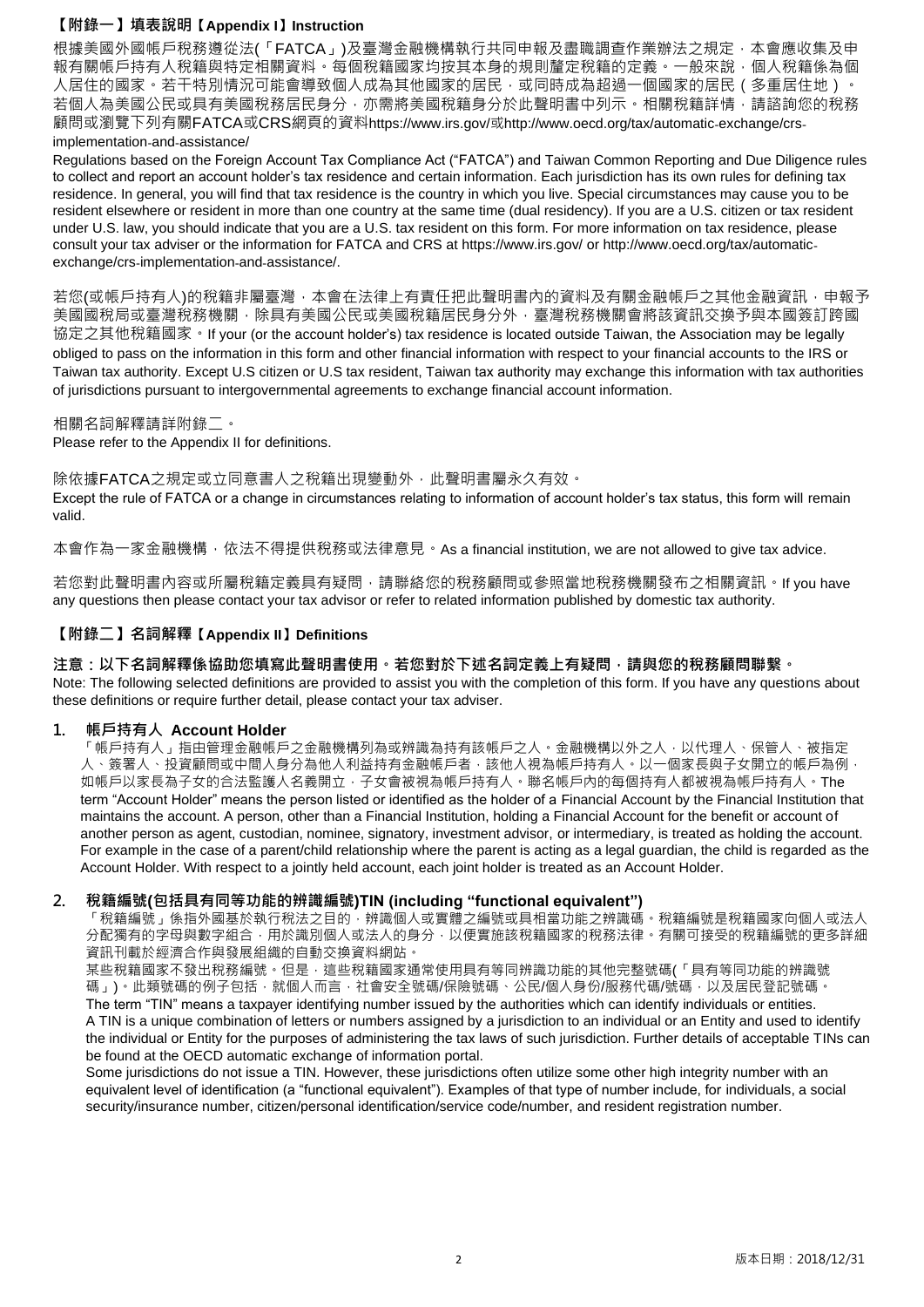## 【附錄一】填表說明【Appendix I】Instruction

根據美國外國帳戶稅務遵從法(「FATCA」)及臺灣金融機構執行共同申報及盡職調查作業辦法之規定，本會應收集及申報有關帳戶持有人稅籍與特定相關資料。每個稅籍國家均按其本身的規則釐定稅籍的定義。一般來說，個人稅籍係為個人居住的國家。若干特別情況可能會導致個人成為其他國家的居民，或同時成為超過一個國家的居民（多重居住地）。若個人為美國公民或具有美國稅務居民身分，亦需將美國稅籍身分於此聲明書中列示。相關稅籍詳情，請諮詢您的稅務顧問或瀏覽下列有關FATCA或CRS網頁的資料https://www.irs.gov/或http://www.oecd.org/tax/automatic-exchange/crs-implementation-and-assistance/

Regulations based on the Foreign Account Tax Compliance Act ("FATCA") and Taiwan Common Reporting and Due Diligence rules to collect and report an account holder's tax residence and certain information. Each jurisdiction has its own rules for defining tax residence. In general, you will find that tax residence is the country in which you live. Special circumstances may cause you to be resident elsewhere or resident in more than one country at the same time (dual residency). If you are a U.S. citizen or tax resident under U.S. law, you should indicate that you are a U.S. tax resident on this form. For more information on tax residence, please consult your tax adviser or the information for FATCA and CRS at https://www.irs.gov/ or http://www.oecd.org/tax/automatic-exchange/crs-implementation-and-assistance/.

若您(或帳戶持有人)的稅籍非屬臺灣，本會在法律上有責任把此聲明書內的資料及有關金融帳戶之其他金融資訊，申報予美國國稅局或臺灣稅務機關，除具有美國公民或美國稅籍居民身分外，臺灣稅務機關會將該資訊交換予與本國簽訂跨國協定之其他稅籍國家。If your (or the account holder's) tax residence is located outside Taiwan, the Association may be legally obliged to pass on the information in this form and other financial information with respect to your financial accounts to the IRS or Taiwan tax authority. Except U.S citizen or U.S tax resident, Taiwan tax authority may exchange this information with tax authorities of jurisdictions pursuant to intergovernmental agreements to exchange financial account information.

相關名詞解釋請詳附錄二。
Please refer to the Appendix II for definitions.

除依據FATCA之規定或立同意書人之稅籍出現變動外，此聲明書屬永久有效。
Except the rule of FATCA or a change in circumstances relating to information of account holder's tax status, this form will remain valid.

本會作為一家金融機構，依法不得提供稅務或法律意見。As a financial institution, we are not allowed to give tax advice.

若您對此聲明書內容或所屬稅籍定義具有疑問，請聯絡您的稅務顧問或參照當地稅務機關發布之相關資訊。If you have any questions then please contact your tax advisor or refer to related information published by domestic tax authority.

## 【附錄二】名詞解釋【Appendix II】Definitions

**注意：以下名詞解釋係協助您填寫此聲明書使用。若您對於下述名詞定義上有疑問，請與您的稅務顧問聯繫。**
Note: The following selected definitions are provided to assist you with the completion of this form. If you have any questions about these definitions or require further detail, please contact your tax adviser.

### 1. 帳戶持有人 Account Holder

「帳戶持有人」指由管理金融帳戶之金融機構列為或辨識為持有該帳戶之人。金融機構以外之人，以代理人、保管人、被指定人、簽署人、投資顧問或中間人身分為他人利益持有金融帳戶者，該他人視為帳戶持有人。以一個家長與子女開立的帳戶為例，如帳戶以家長為子女的合法監護人名義開立，子女會被視為帳戶持有人。聯名帳戶內的每個持有人都被視為帳戶持有人。The term "Account Holder" means the person listed or identified as the holder of a Financial Account by the Financial Institution that maintains the account. A person, other than a Financial Institution, holding a Financial Account for the benefit or account of another person as agent, custodian, nominee, signatory, investment advisor, or intermediary, is treated as holding the account. For example in the case of a parent/child relationship where the parent is acting as a legal guardian, the child is regarded as the Account Holder. With respect to a jointly held account, each joint holder is treated as an Account Holder.

### 2. 稅籍編號(包括具有同等功能的辨識編號)TIN (including "functional equivalent")

「稅籍編號」係指外國基於執行稅法之目的，辨識個人或實體之編號或具相當功能之辨識碼。稅籍編號是稅籍國家向個人或法人分配獨有的字母與數字組合，用於識別個人或法人的身分，以便實施該稅籍國家的稅務法律。有關可接受的稅籍編號的更多詳細資訊刊載於經濟合作與發展組織的自動交換資料網站。

某些稅籍國家不發出稅務編號。但是，這些稅籍國家通常使用具有等同辨識功能的其他完整號碼(「具有等同功能的辨識號碼」)。此類號碼的例子包括，就個人而言，社會安全號碼/保險號碼、公民/個人身份/服務代碼/號碼，以及居民登記號碼。

The term "TIN" means a taxpayer identifying number issued by the authorities which can identify individuals or entities. A TIN is a unique combination of letters or numbers assigned by a jurisdiction to an individual or an Entity and used to identify the individual or Entity for the purposes of administering the tax laws of such jurisdiction. Further details of acceptable TINs can be found at the OECD automatic exchange of information portal.

Some jurisdictions do not issue a TIN. However, these jurisdictions often utilize some other high integrity number with an equivalent level of identification (a "functional equivalent"). Examples of that type of number include, for individuals, a social security/insurance number, citizen/personal identification/service code/number, and resident registration number.

版本日期：2018/12/31